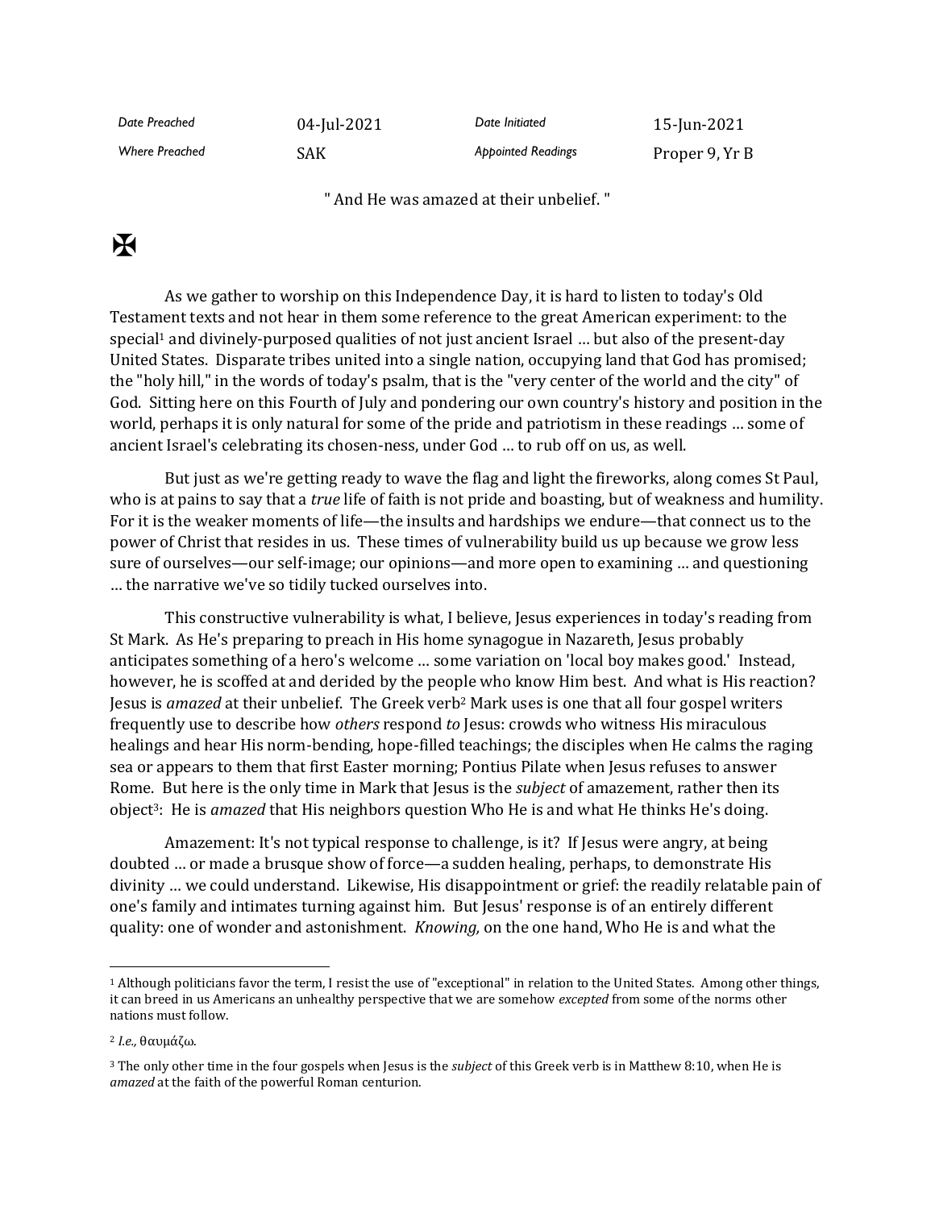| Date Preached | 04-Jul-2021 | Date Initiated | 15-Jun-2021 |
|---|---|---|---|
| Where Preached | SAK | Appointed Readings | Proper 9, Yr B |

" And He was amazed at their unbelief. "

✠

As we gather to worship on this Independence Day, it is hard to listen to today's Old Testament texts and not hear in them some reference to the great American experiment: to the special[1] and divinely-purposed qualities of not just ancient Israel … but also of the present-day United States. Disparate tribes united into a single nation, occupying land that God has promised; the "holy hill," in the words of today's psalm, that is the "very center of the world and the city" of God. Sitting here on this Fourth of July and pondering our own country's history and position in the world, perhaps it is only natural for some of the pride and patriotism in these readings … some of ancient Israel's celebrating its chosen-ness, under God … to rub off on us, as well.

But just as we're getting ready to wave the flag and light the fireworks, along comes St Paul, who is at pains to say that a *true* life of faith is not pride and boasting, but of weakness and humility. For it is the weaker moments of life—the insults and hardships we endure—that connect us to the power of Christ that resides in us. These times of vulnerability build us up because we grow less sure of ourselves—our self-image; our opinions—and more open to examining … and questioning … the narrative we've so tidily tucked ourselves into.

This constructive vulnerability is what, I believe, Jesus experiences in today's reading from St Mark. As He's preparing to preach in His home synagogue in Nazareth, Jesus probably anticipates something of a hero's welcome … some variation on 'local boy makes good.' Instead, however, he is scoffed at and derided by the people who know Him best. And what is His reaction? Jesus is *amazed* at their unbelief. The Greek verb[2] Mark uses is one that all four gospel writers frequently use to describe how *others* respond *to* Jesus: crowds who witness His miraculous healings and hear His norm-bending, hope-filled teachings; the disciples when He calms the raging sea or appears to them that first Easter morning; Pontius Pilate when Jesus refuses to answer Rome. But here is the only time in Mark that Jesus is the *subject* of amazement, rather then its object[3]: He is *amazed* that His neighbors question Who He is and what He thinks He's doing.

Amazement: It's not typical response to challenge, is it? If Jesus were angry, at being doubted … or made a brusque show of force—a sudden healing, perhaps, to demonstrate His divinity … we could understand. Likewise, His disappointment or grief: the readily relatable pain of one's family and intimates turning against him. But Jesus' response is of an entirely different quality: one of wonder and astonishment. *Knowing,* on the one hand, Who He is and what the

---

[1] Although politicians favor the term, I resist the use of "exceptional" in relation to the United States. Among other things, it can breed in us Americans an unhealthy perspective that we are somehow *excepted* from some of the norms other nations must follow.

[2] *I.e.,* θαυμάζω.

[3] The only other time in the four gospels when Jesus is the *subject* of this Greek verb is in Matthew 8:10, when He is *amazed* at the faith of the powerful Roman centurion.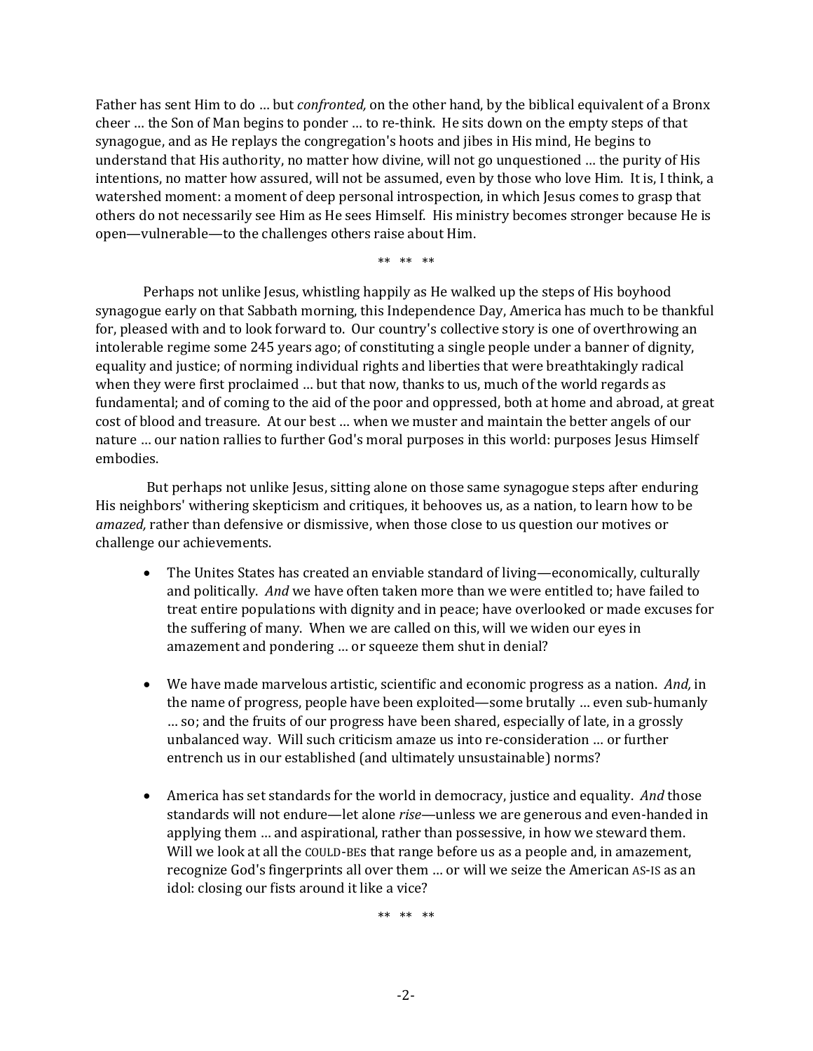Father has sent Him to do … but *confronted,* on the other hand, by the biblical equivalent of a Bronx cheer … the Son of Man begins to ponder … to re-think. He sits down on the empty steps of that synagogue, and as He replays the congregation's hoots and jibes in His mind, He begins to understand that His authority, no matter how divine, will not go unquestioned … the purity of His intentions, no matter how assured, will not be assumed, even by those who love Him. It is, I think, a watershed moment: a moment of deep personal introspection, in which Jesus comes to grasp that others do not necessarily see Him as He sees Himself. His ministry becomes stronger because He is open—vulnerable—to the challenges others raise about Him.

** ** **

Perhaps not unlike Jesus, whistling happily as He walked up the steps of His boyhood synagogue early on that Sabbath morning, this Independence Day, America has much to be thankful for, pleased with and to look forward to. Our country's collective story is one of overthrowing an intolerable regime some 245 years ago; of constituting a single people under a banner of dignity, equality and justice; of norming individual rights and liberties that were breathtakingly radical when they were first proclaimed … but that now, thanks to us, much of the world regards as fundamental; and of coming to the aid of the poor and oppressed, both at home and abroad, at great cost of blood and treasure. At our best … when we muster and maintain the better angels of our nature … our nation rallies to further God's moral purposes in this world: purposes Jesus Himself embodies.

But perhaps not unlike Jesus, sitting alone on those same synagogue steps after enduring His neighbors' withering skepticism and critiques, it behooves us, as a nation, to learn how to be *amazed,* rather than defensive or dismissive, when those close to us question our motives or challenge our achievements.

- The Unites States has created an enviable standard of living—economically, culturally and politically. *And* we have often taken more than we were entitled to; have failed to treat entire populations with dignity and in peace; have overlooked or made excuses for the suffering of many. When we are called on this, will we widen our eyes in amazement and pondering … or squeeze them shut in denial?

- We have made marvelous artistic, scientific and economic progress as a nation. *And,* in the name of progress, people have been exploited—some brutally … even sub-humanly … so; and the fruits of our progress have been shared, especially of late, in a grossly unbalanced way. Will such criticism amaze us into re-consideration … or further entrench us in our established (and ultimately unsustainable) norms?

- America has set standards for the world in democracy, justice and equality. *And* those standards will not endure—let alone *rise*—unless we are generous and even-handed in applying them … and aspirational, rather than possessive, in how we steward them. Will we look at all the COULD-BEs that range before us as a people and, in amazement, recognize God's fingerprints all over them … or will we seize the American AS-IS as an idol: closing our fists around it like a vice?

** ** **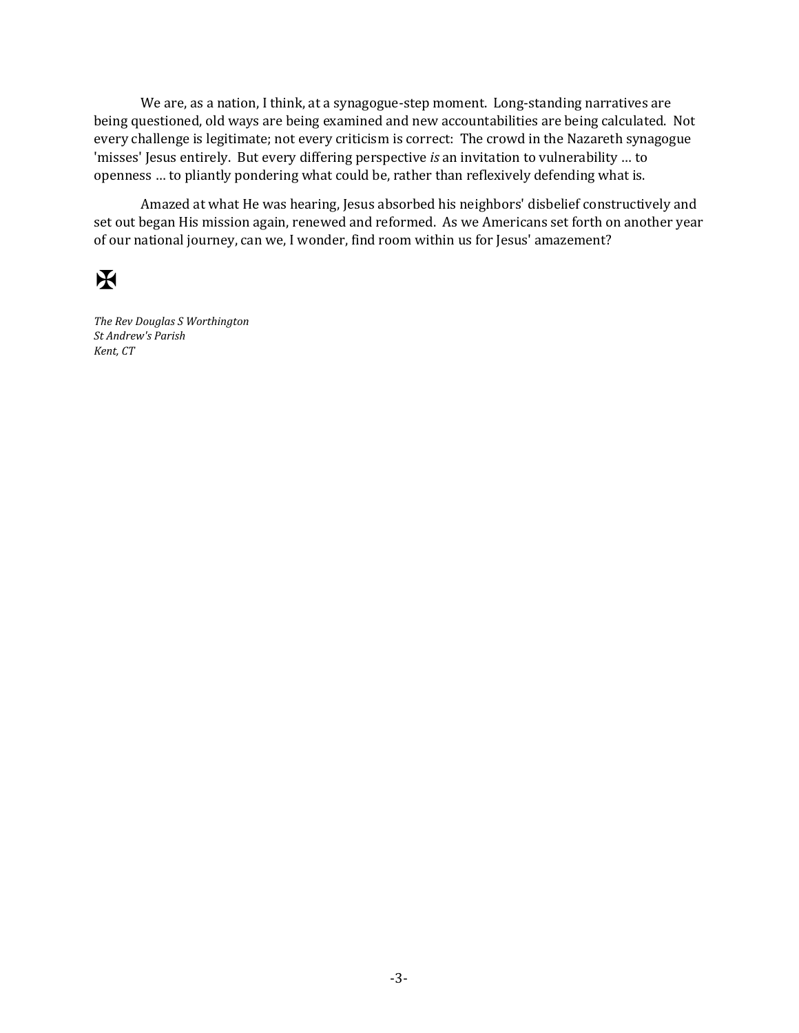We are, as a nation, I think, at a synagogue-step moment. Long-standing narratives are being questioned, old ways are being examined and new accountabilities are being calculated. Not every challenge is legitimate; not every criticism is correct: The crowd in the Nazareth synagogue 'misses' Jesus entirely. But every differing perspective *is* an invitation to vulnerability … to openness … to pliantly pondering what could be, rather than reflexively defending what is.

Amazed at what He was hearing, Jesus absorbed his neighbors' disbelief constructively and set out began His mission again, renewed and reformed. As we Americans set forth on another year of our national journey, can we, I wonder, find room within us for Jesus' amazement?

✠

*The Rev Douglas S Worthington*
*St Andrew's Parish*
*Kent, CT*